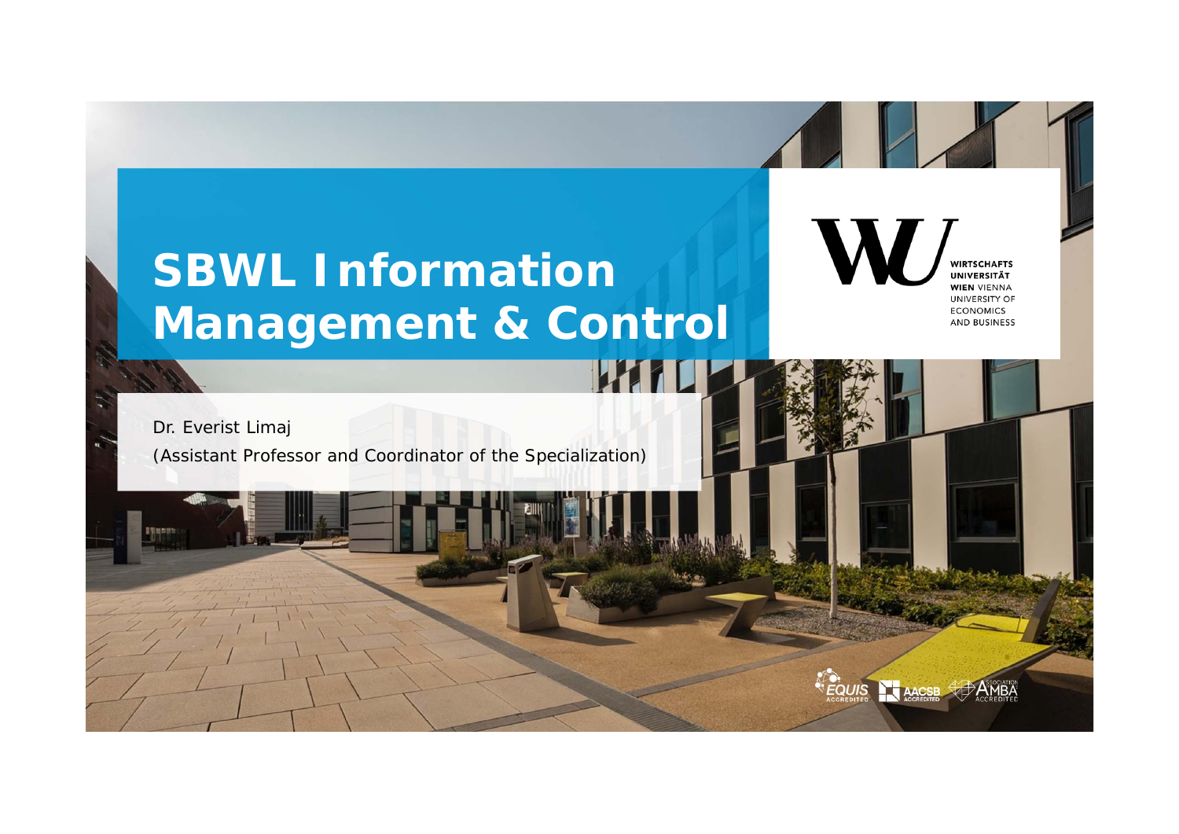# SBWL Information Management & Control

Dr. Everist Limaj

(Assistant Professor and Coordinator of the Specialization)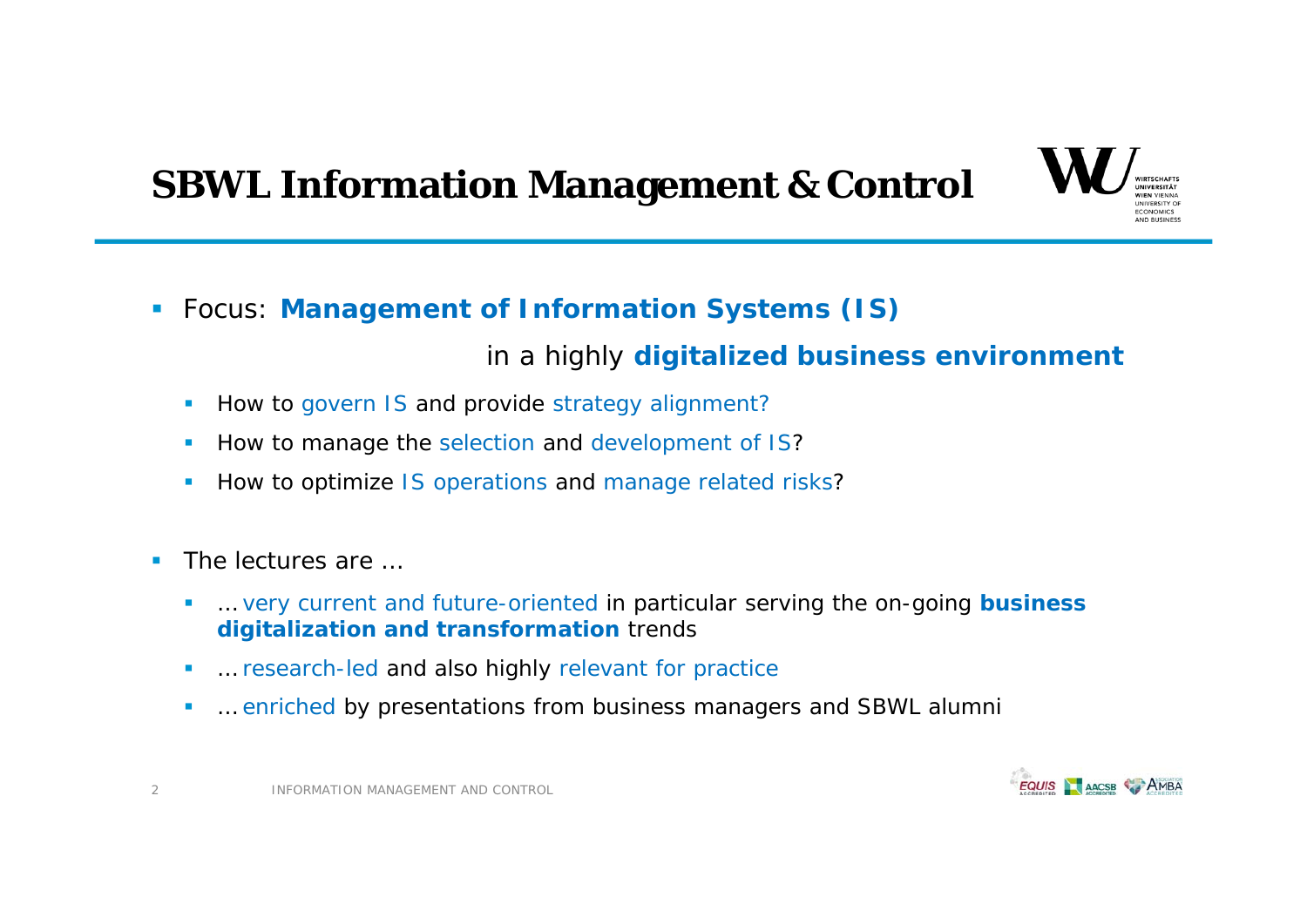# SBWL Information Management & Control

- Focus: **Management of Information Systems (IS)**

  in a highly **digitalized business environment**

  - How to govern IS and provide strategy alignment?
  - How to manage the selection and development of IS?
  - How to optimize IS operations and manage related risks?

- The lectures are …
  - … very current and future-oriented in particular serving the on-going **business digitalization and transformation** trends
  - … research-led and also highly relevant for practice
  - … enriched by presentations from business managers and SBWL alumni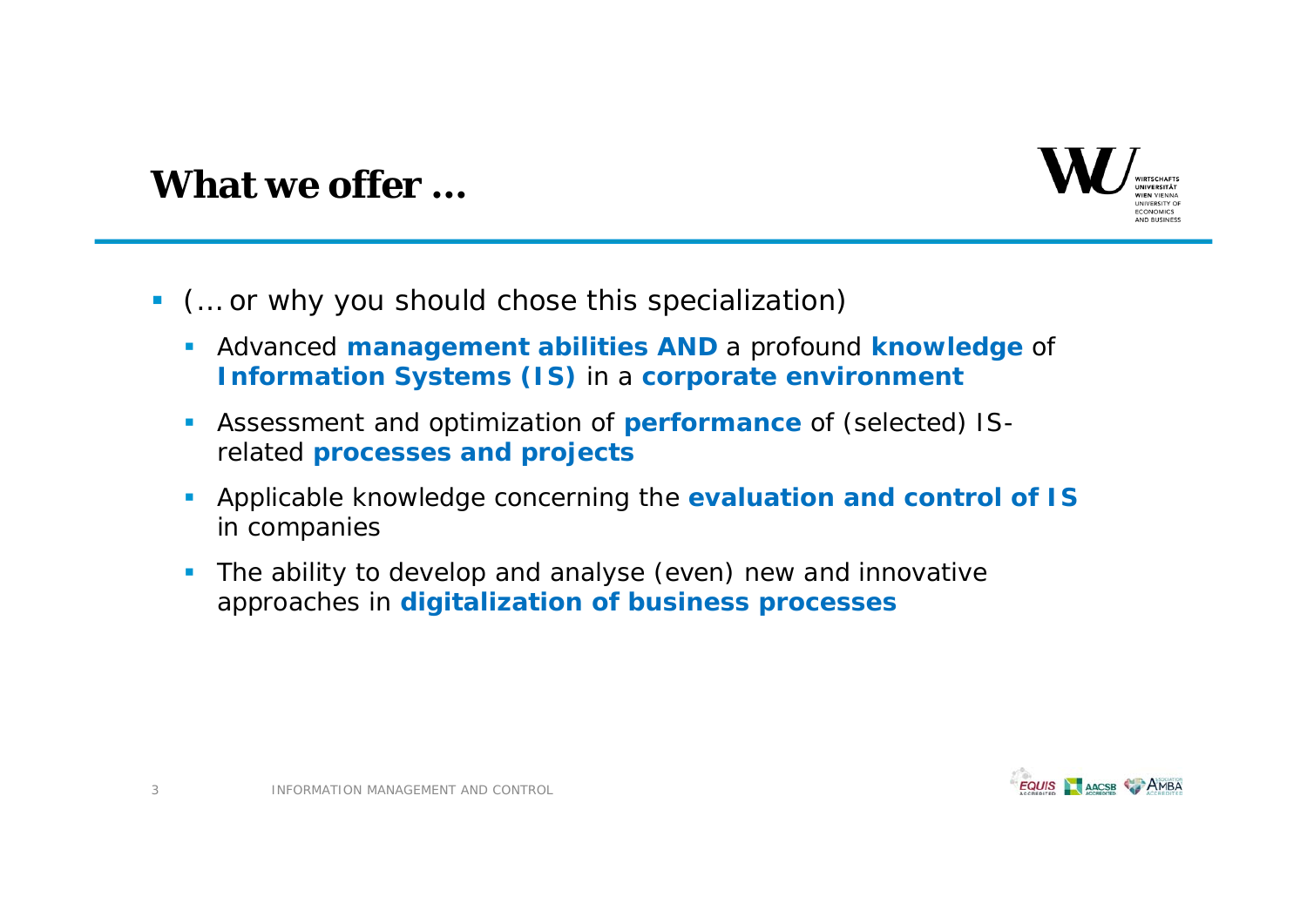# What we offer …

- (… or why you should chose this specialization)
  - Advanced **management abilities AND** a profound **knowledge** of **Information Systems (IS)** in a **corporate environment**
  - Assessment and optimization of **performance** of (selected) IS-related **processes and projects**
  - Applicable knowledge concerning the **evaluation and control of IS** in companies
  - The ability to develop and analyse (even) new and innovative approaches in **digitalization of business processes**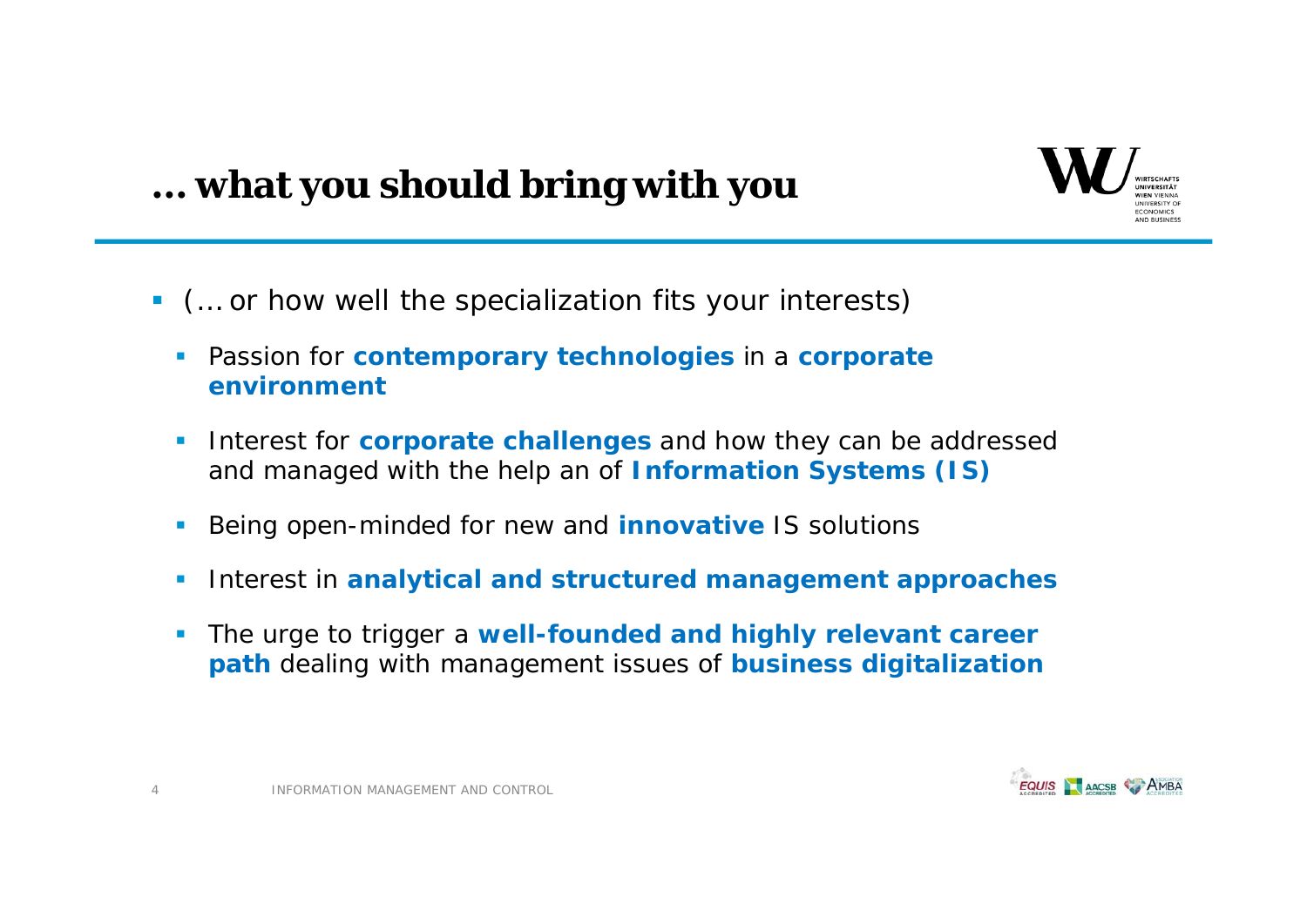# … what you should bring with you

- (… or how well the specialization fits your interests)
  - Passion for **contemporary technologies** in a **corporate environment**
  - Interest for **corporate challenges** and how they can be addressed and managed with the help an of **Information Systems (IS)**
  - Being open-minded for new and **innovative** IS solutions
  - Interest in **analytical and structured management approaches**
  - The urge to trigger a **well-founded and highly relevant career path** dealing with management issues of **business digitalization**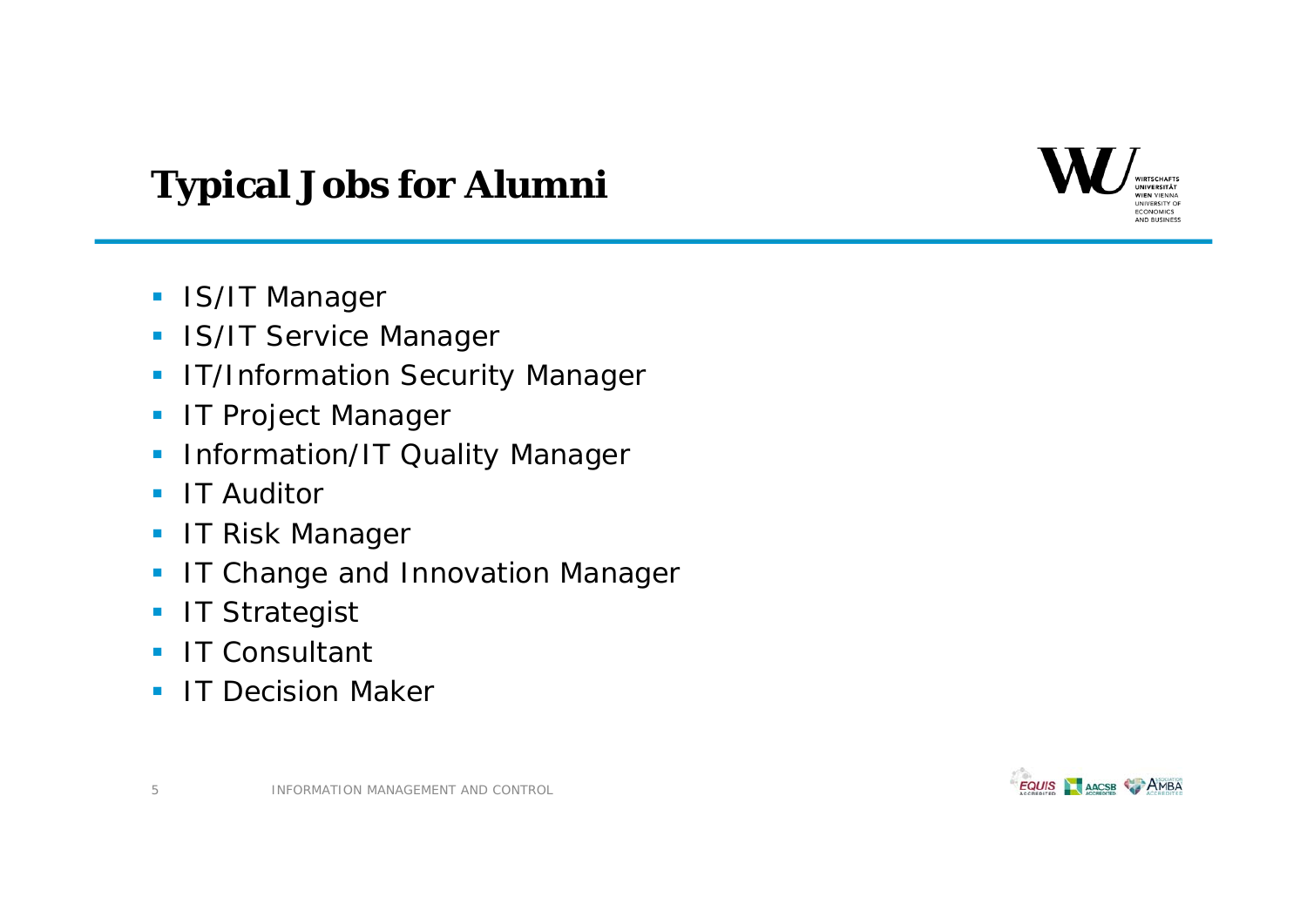# Typical Jobs for Alumni

- IS/IT Manager
- IS/IT Service Manager
- IT/Information Security Manager
- IT Project Manager
- Information/IT Quality Manager
- IT Auditor
- IT Risk Manager
- IT Change and Innovation Manager
- IT Strategist
- IT Consultant
- IT Decision Maker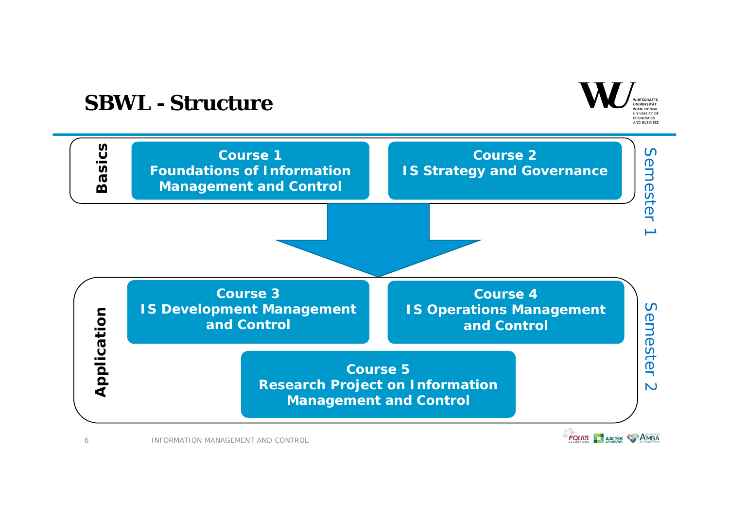# SBWL - Structure

**Basics** — Semester 1

- **Course 1**
  **Foundations of Information Management and Control**
- **Course 2**
  **IS Strategy and Governance**

**Application** — Semester 2

- **Course 3**
  **IS Development Management and Control**
- **Course 4**
  **IS Operations Management and Control**
- **Course 5**
  **Research Project on Information Management and Control**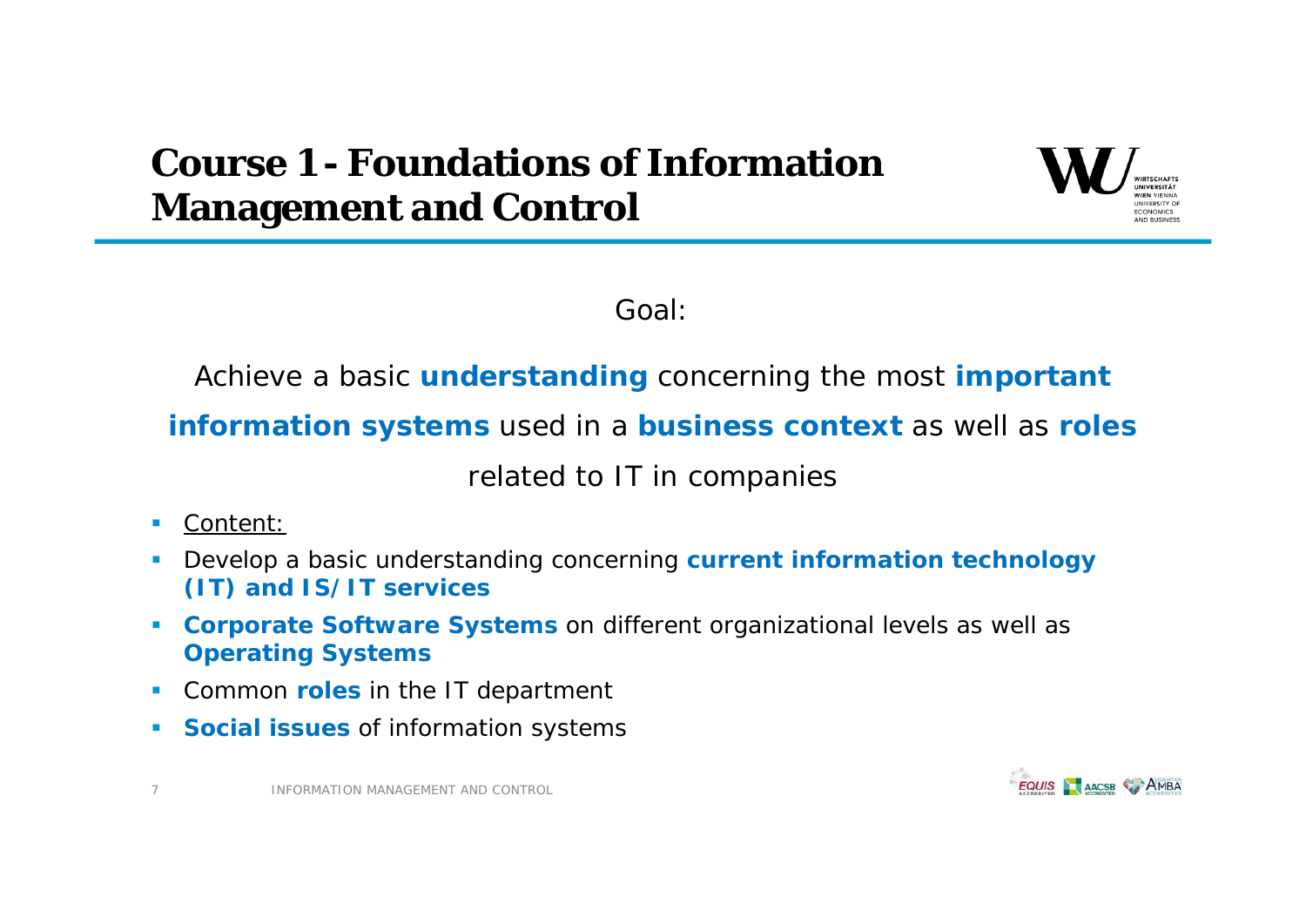# Course 1 - Foundations of Information Management and Control

Goal:

Achieve a basic **understanding** concerning the most **important information systems** used in a **business context** as well as **roles** related to IT in companies

- Content:
- Develop a basic understanding concerning **current information technology (IT) and IS/IT services**
- **Corporate Software Systems** on different organizational levels as well as **Operating Systems**
- Common **roles** in the IT department
- **Social issues** of information systems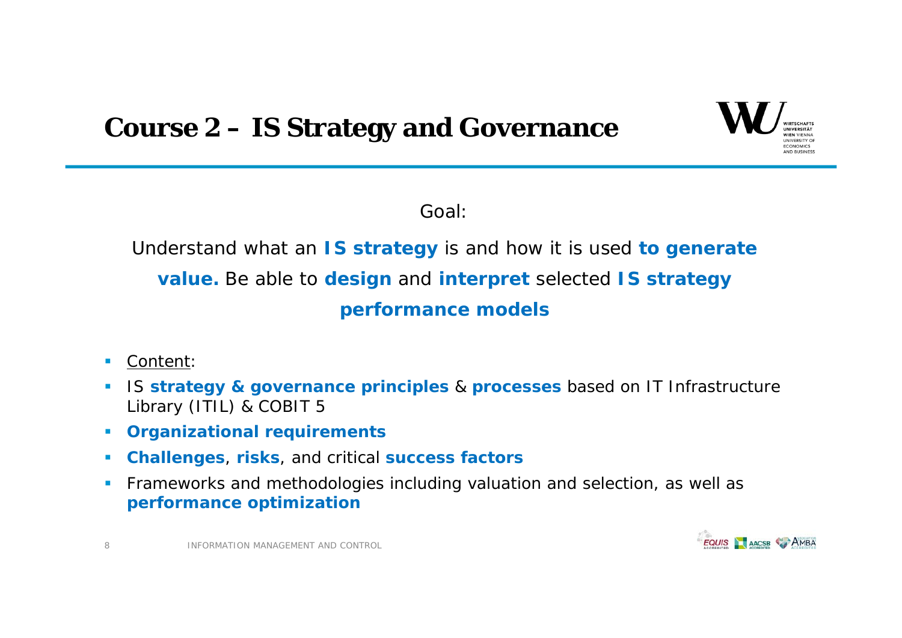# Course 2 – IS Strategy and Governance

Goal:

Understand what an **IS strategy** is and how it is used **to generate value.** Be able to **design** and **interpret** selected **IS strategy performance models**

- Content:
- IS **strategy & governance principles** & **processes** based on IT Infrastructure Library (ITIL) & COBIT 5
- **Organizational requirements**
- **Challenges**, **risks**, and critical **success factors**
- Frameworks and methodologies including valuation and selection, as well as **performance optimization**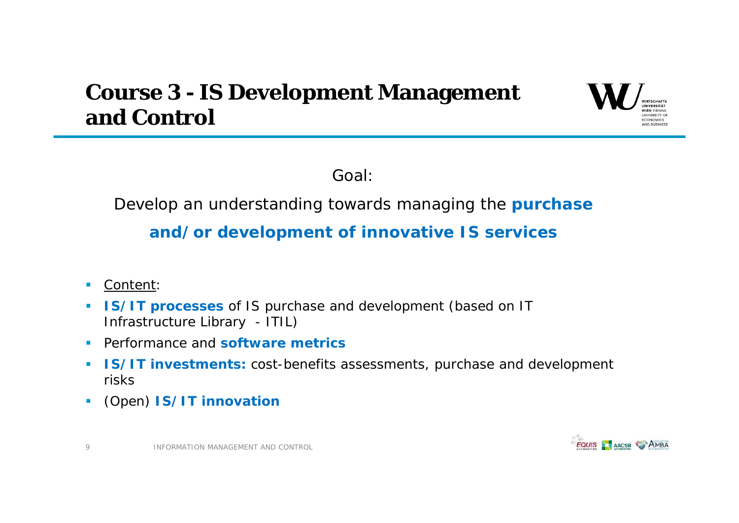# Course 3 - IS Development Management and Control

Goal:

Develop an understanding towards managing the **purchase and/or development of innovative IS services**

- Content:
- **IS/IT processes** of IS purchase and development (based on IT Infrastructure Library - ITIL)
- Performance and **software metrics**
- **IS/IT investments:** cost-benefits assessments, purchase and development risks
- (Open) **IS/IT innovation**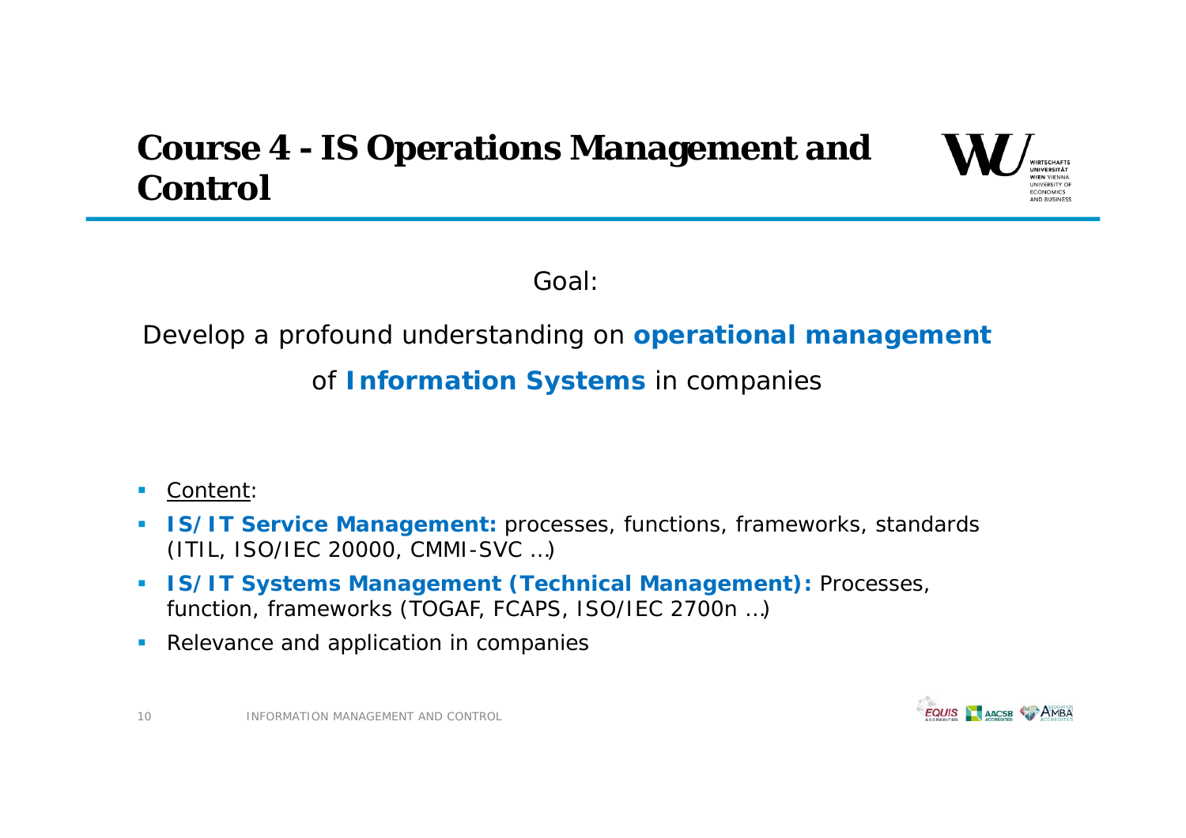# Course 4 - IS Operations Management and Control

Goal:

Develop a profound understanding on **operational management** of **Information Systems** in companies

- Content:
- **IS/IT Service Management:** processes, functions, frameworks, standards (ITIL, ISO/IEC 20000, CMMI-SVC …)
- **IS/IT Systems Management (Technical Management):** Processes, function, frameworks (TOGAF, FCAPS, ISO/IEC 2700n …)
- Relevance and application in companies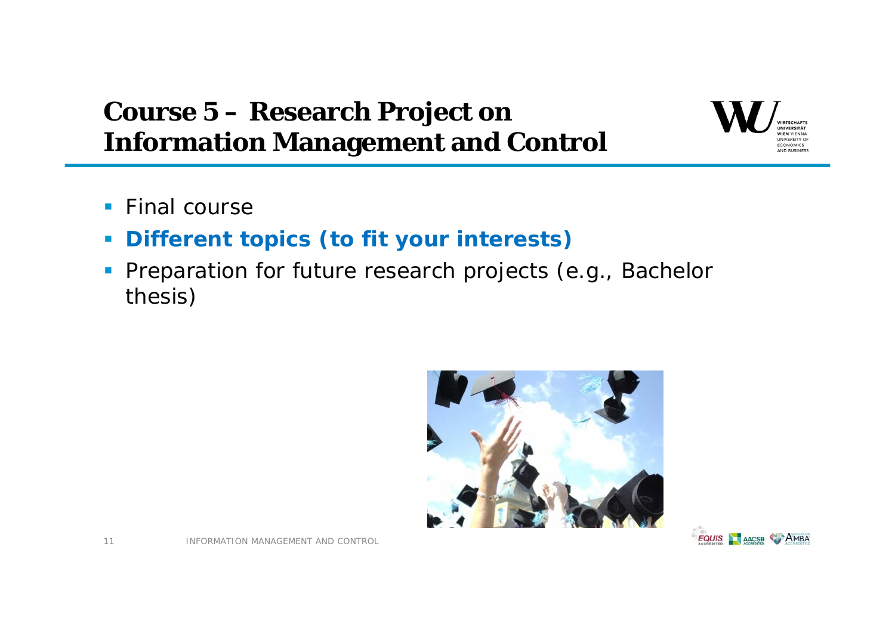# Course 5 – Research Project on Information Management and Control

- Final course
- **Different topics (to fit your interests)**
- Preparation for future research projects (e.g., Bachelor thesis)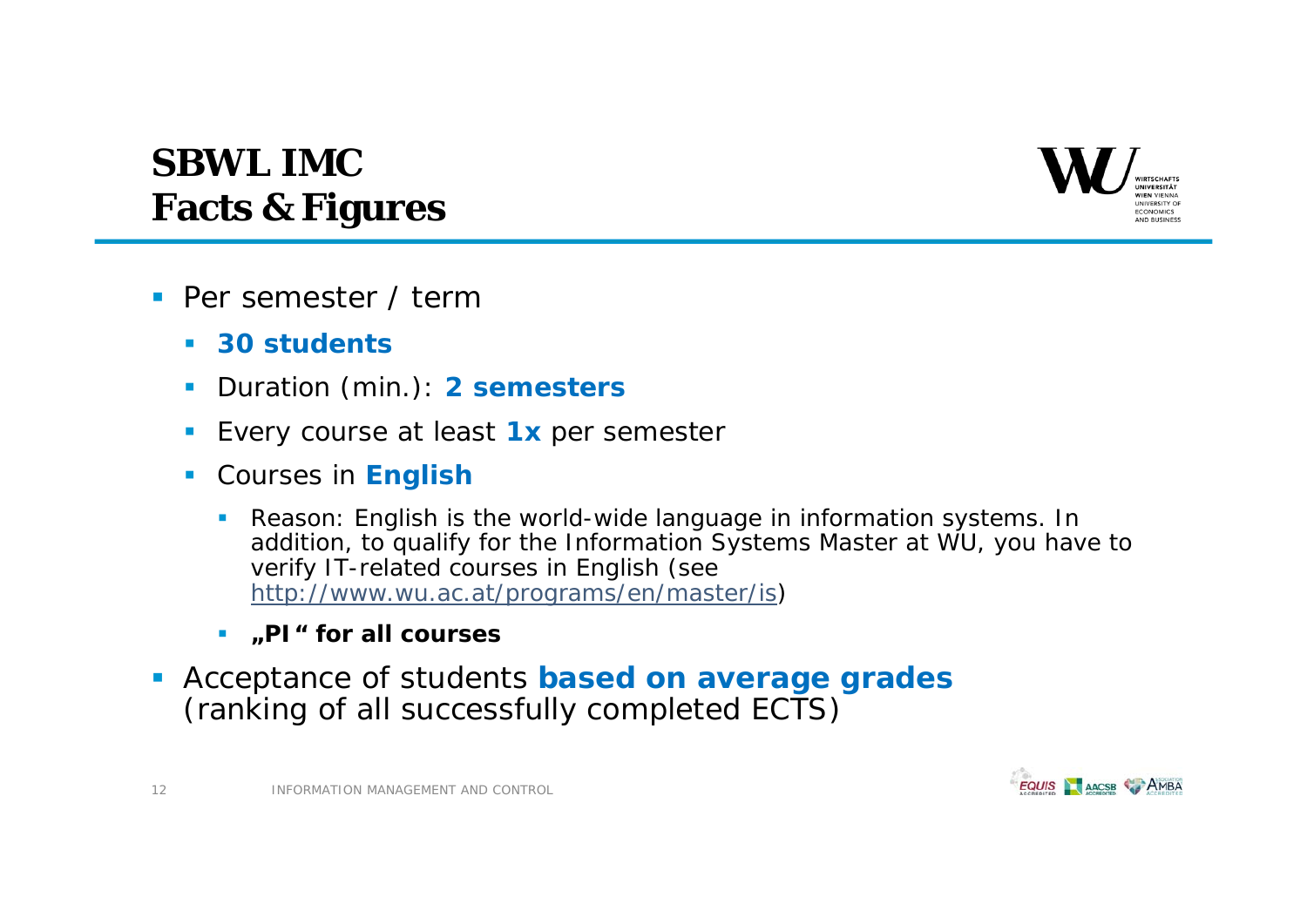# SBWL IMC
# Facts & Figures

- Per semester / term
  - **30 students**
  - Duration (min.): **2 semesters**
  - Every course at least **1x** per semester
  - Courses in **English**
    - Reason: English is the world-wide language in information systems. In addition, to qualify for the Information Systems Master at WU, you have to verify IT-related courses in English (see http://www.wu.ac.at/programs/en/master/is)
    - **„PI " for all courses**
- Acceptance of students **based on average grades** (ranking of all successfully completed ECTS)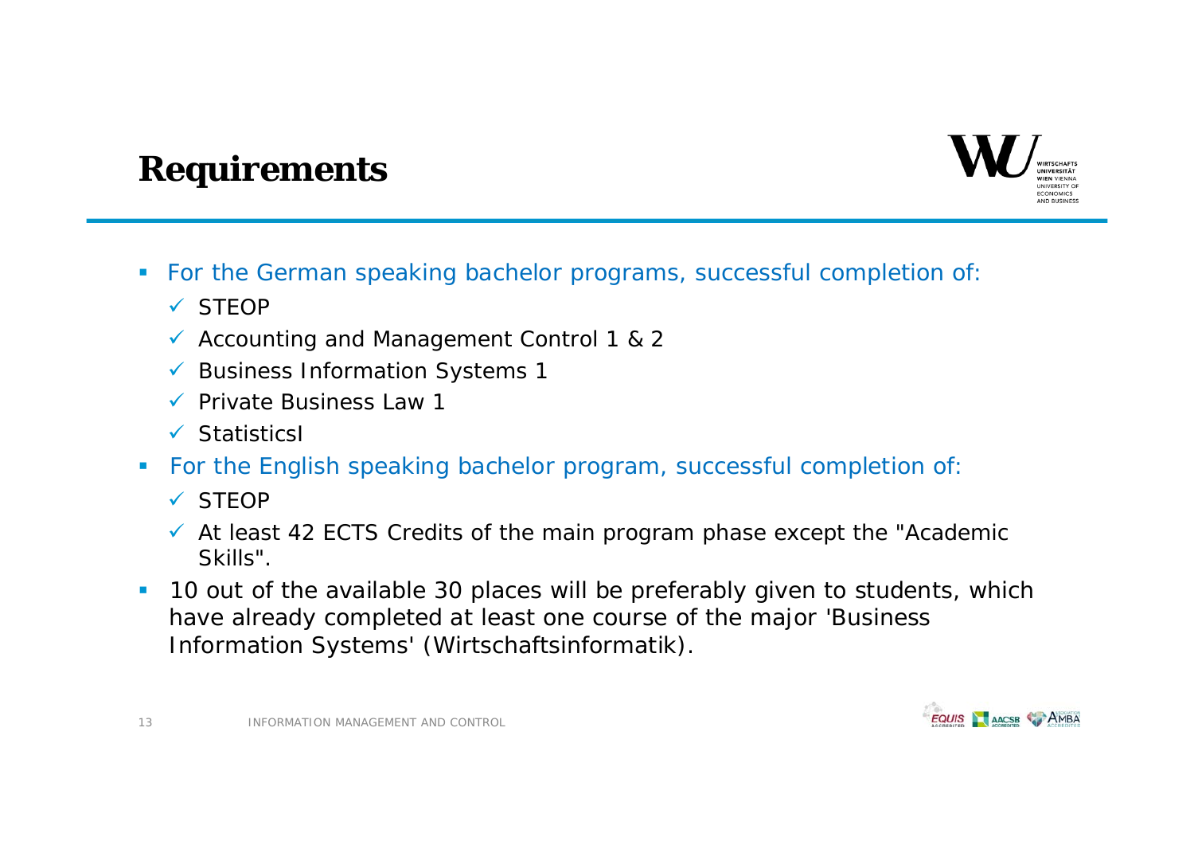# Requirements

- For the German speaking bachelor programs, successful completion of:
  - ✓ STEOP
  - ✓ Accounting and Management Control 1 & 2
  - ✓ Business Information Systems 1
  - ✓ Private Business Law 1
  - ✓ StatisticsI
- For the English speaking bachelor program, successful completion of:
  - ✓ STEOP
  - ✓ At least 42 ECTS Credits of the main program phase except the "Academic Skills".
- 10 out of the available 30 places will be preferably given to students, which have already completed at least one course of the major 'Business Information Systems' (Wirtschaftsinformatik).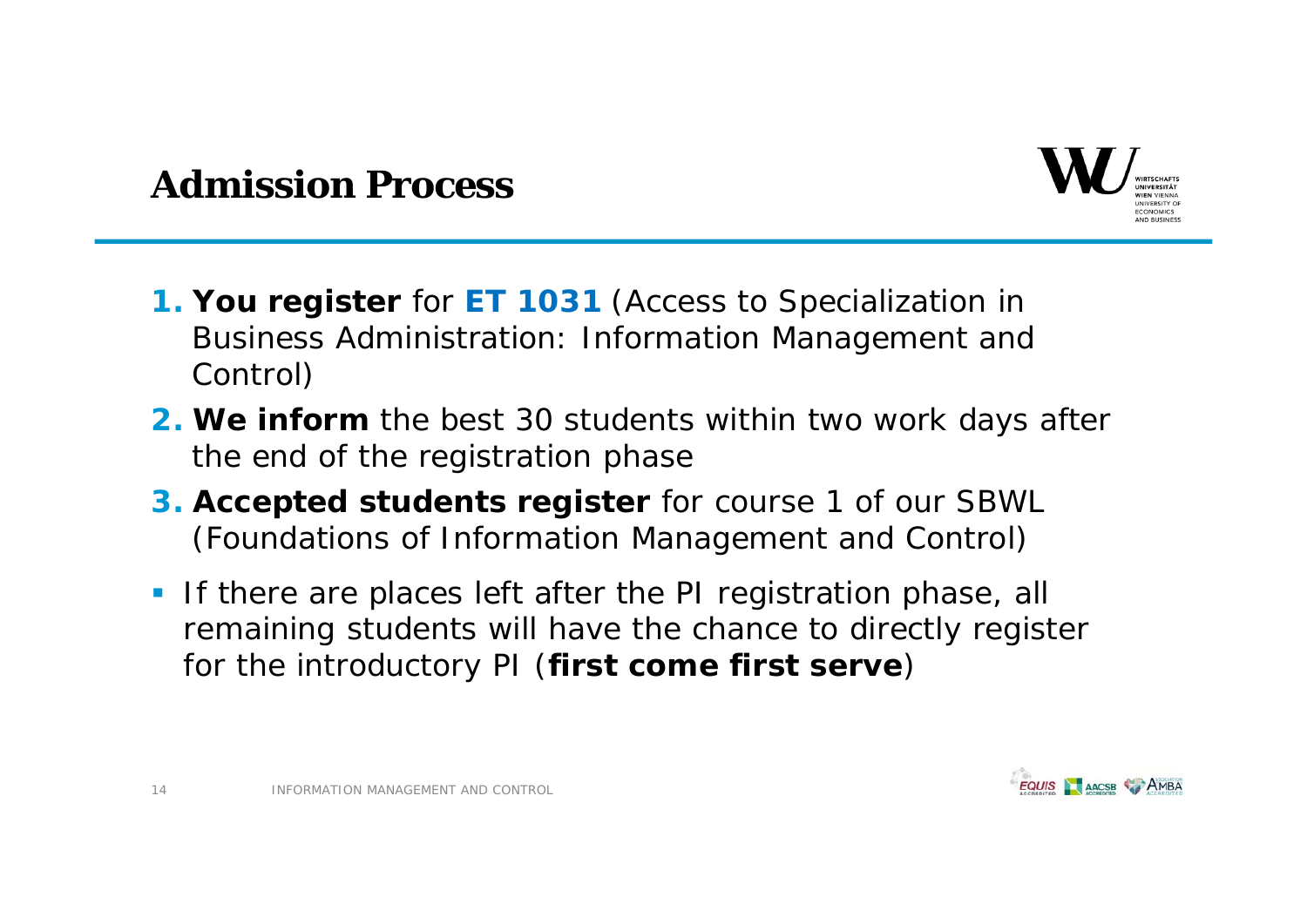# Admission Process

1. **You register** for **ET 1031** (Access to Specialization in Business Administration: Information Management and Control)
2. **We inform** the best 30 students within two work days after the end of the registration phase
3. **Accepted students register** for course 1 of our SBWL (Foundations of Information Management and Control)

- If there are places left after the PI registration phase, all remaining students will have the chance to directly register for the introductory PI (**first come first serve**)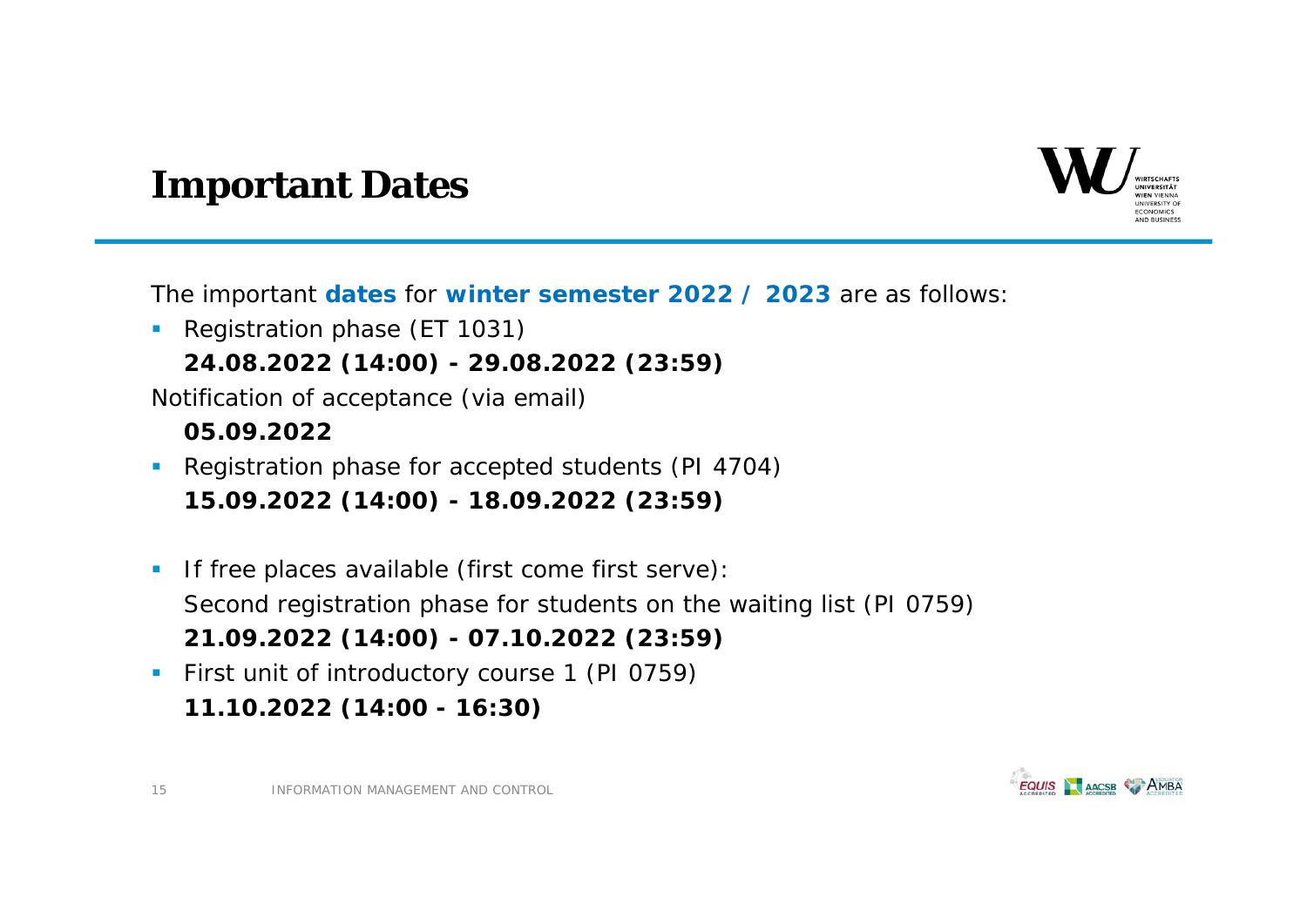# Important Dates

The important **dates** for **winter semester 2022 / 2023** are as follows:

- Registration phase (ET 1031)
  **24.08.2022 (14:00) - 29.08.2022 (23:59)**

Notification of acceptance (via email)
  **05.09.2022**

- Registration phase for accepted students (PI 4704)
  **15.09.2022 (14:00) - 18.09.2022 (23:59)**

- If free places available (first come first serve):
  Second registration phase for students on the waiting list (PI 0759)
  **21.09.2022 (14:00) - 07.10.2022 (23:59)**
- First unit of introductory course 1 (PI 0759)
  **11.10.2022 (14:00 - 16:30)**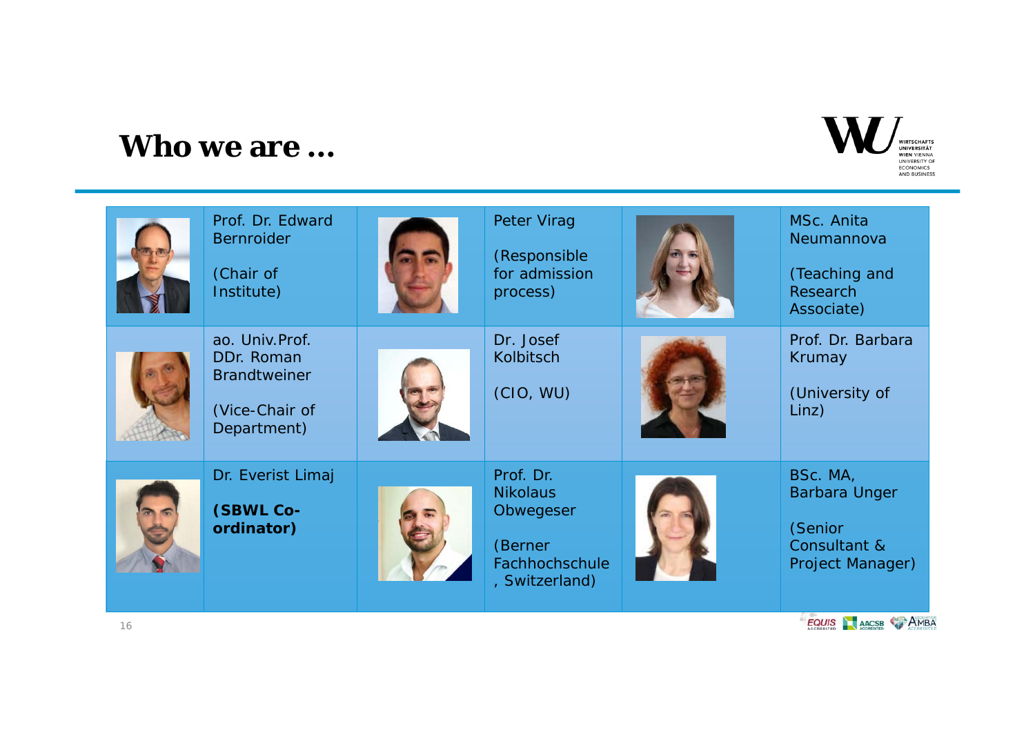# Who we are …

| | | | | | |
|---|---|---|---|---|---|
| | Prof. Dr. Edward Bernroider<br><br>(Chair of Institute) | | Peter Virag<br><br>(Responsible for admission process) | | MSc. Anita Neumannova<br><br>(Teaching and Research Associate) |
| | ao. Univ.Prof. DDr. Roman Brandtweiner<br><br>(Vice-Chair of Department) | | Dr. Josef Kolbitsch<br><br>(CIO, WU) | | Prof. Dr. Barbara Krumay<br><br>(University of Linz) |
| | Dr. Everist Limaj<br><br>**(SBWL Co-ordinator)** | | Prof. Dr. Nikolaus Obwegeser<br><br>(Berner Fachhochschule, Switzerland) | | BSc. MA, Barbara Unger<br><br>(Senior Consultant & Project Manager) |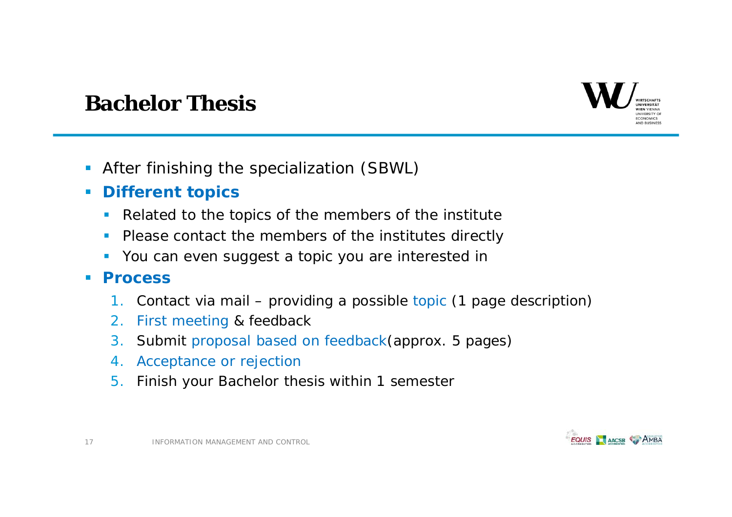# Bachelor Thesis

- After finishing the specialization (SBWL)
- **Different topics**
  - Related to the topics of the members of the institute
  - Please contact the members of the institutes directly
  - You can even suggest a topic you are interested in
- **Process**
  1. Contact via mail – providing a possible topic (1 page description)
  2. First meeting & feedback
  3. Submit proposal based on feedback(approx. 5 pages)
  4. Acceptance or rejection
  5. Finish your Bachelor thesis within 1 semester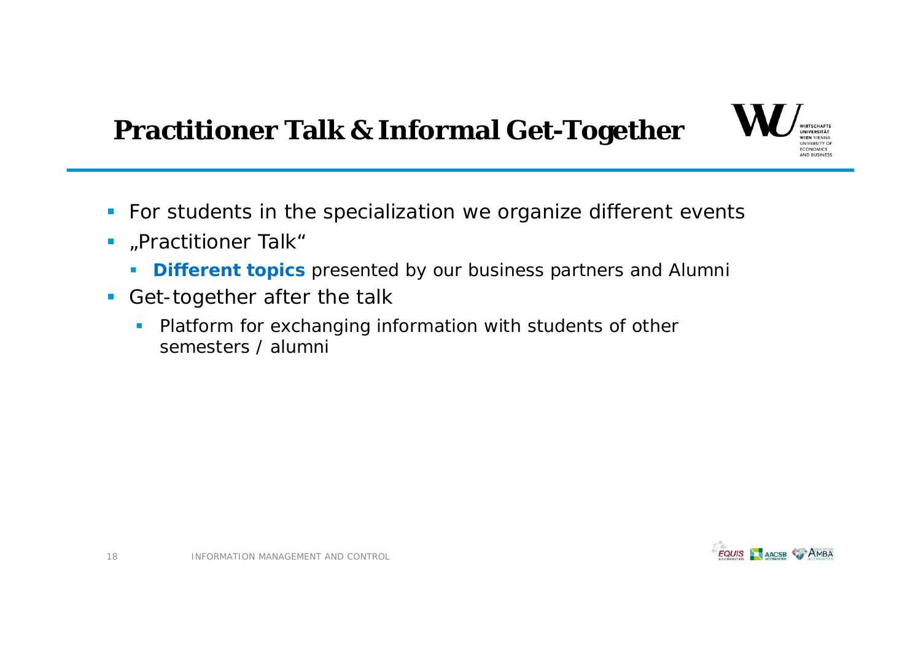# Practitioner Talk & Informal Get-Together

- For students in the specialization we organize different events
- „Practitioner Talk“
  - **Different topics** presented by our business partners and Alumni
- Get-together after the talk
  - Platform for exchanging information with students of other semesters / alumni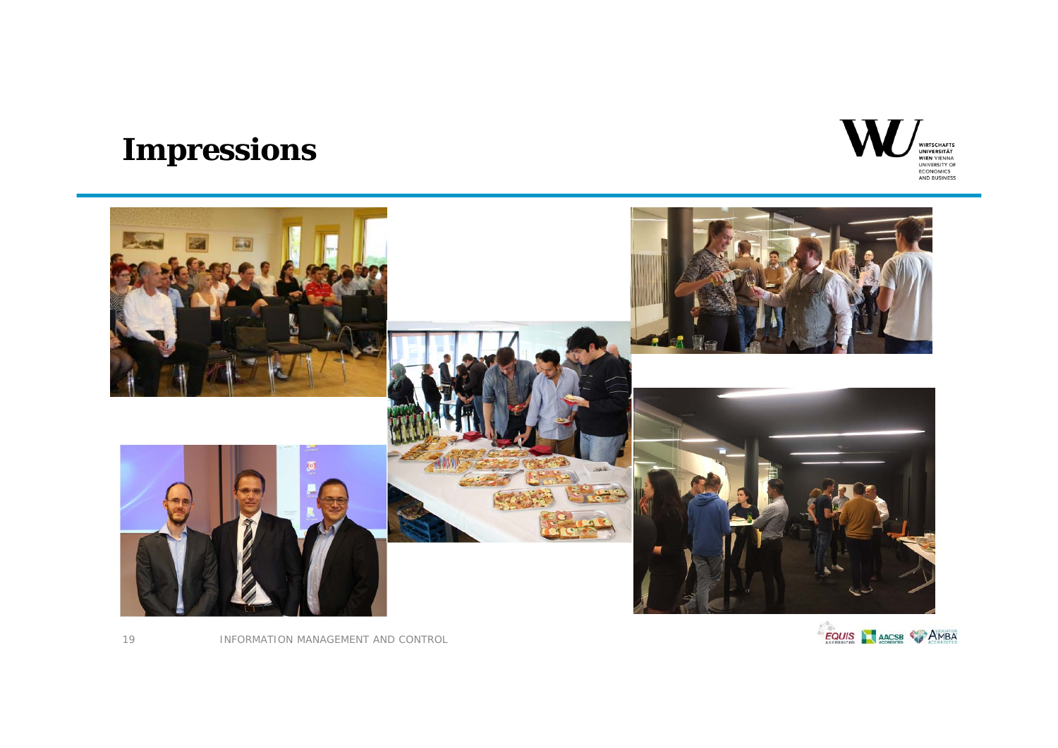# Impressions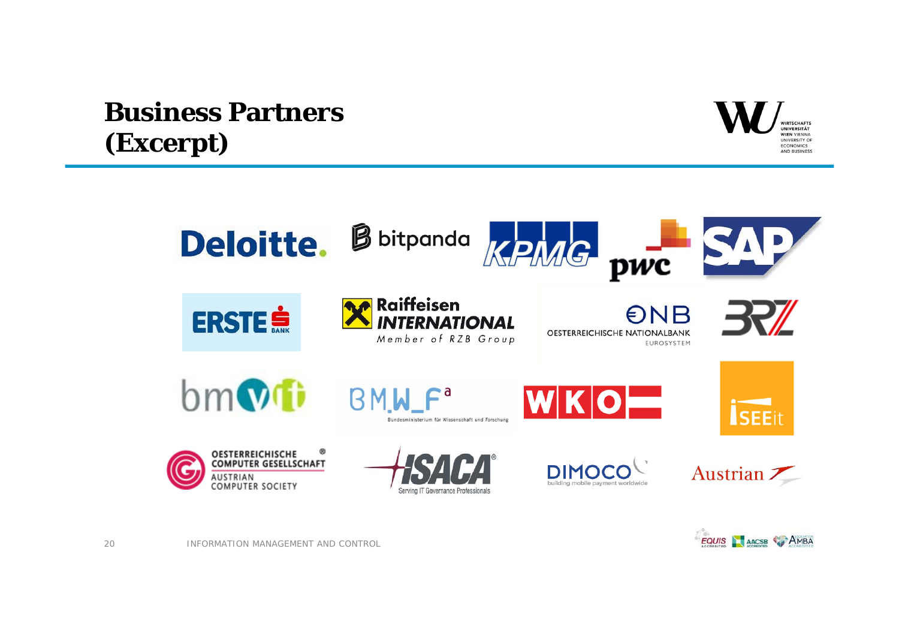# Business Partners (Excerpt)

Deloitte.

bitpanda

KPMG

pwc

SAP

ERSTE BANK

Raiffeisen INTERNATIONAL Member of RZB Group

ONB OESTERREICHISCHE NATIONALBANK EUROSYSTEM

BRZ

bmvit

BMW_F[a] Bundesministerium für Wissenschaft und Forschung

WKO

iSEEit

OESTERREICHISCHE COMPUTER GESELLSCHAFT AUSTRIAN COMPUTER SOCIETY

ISACA Serving IT Governance Professionals

DIMOCO building mobile payment worldwide

Austrian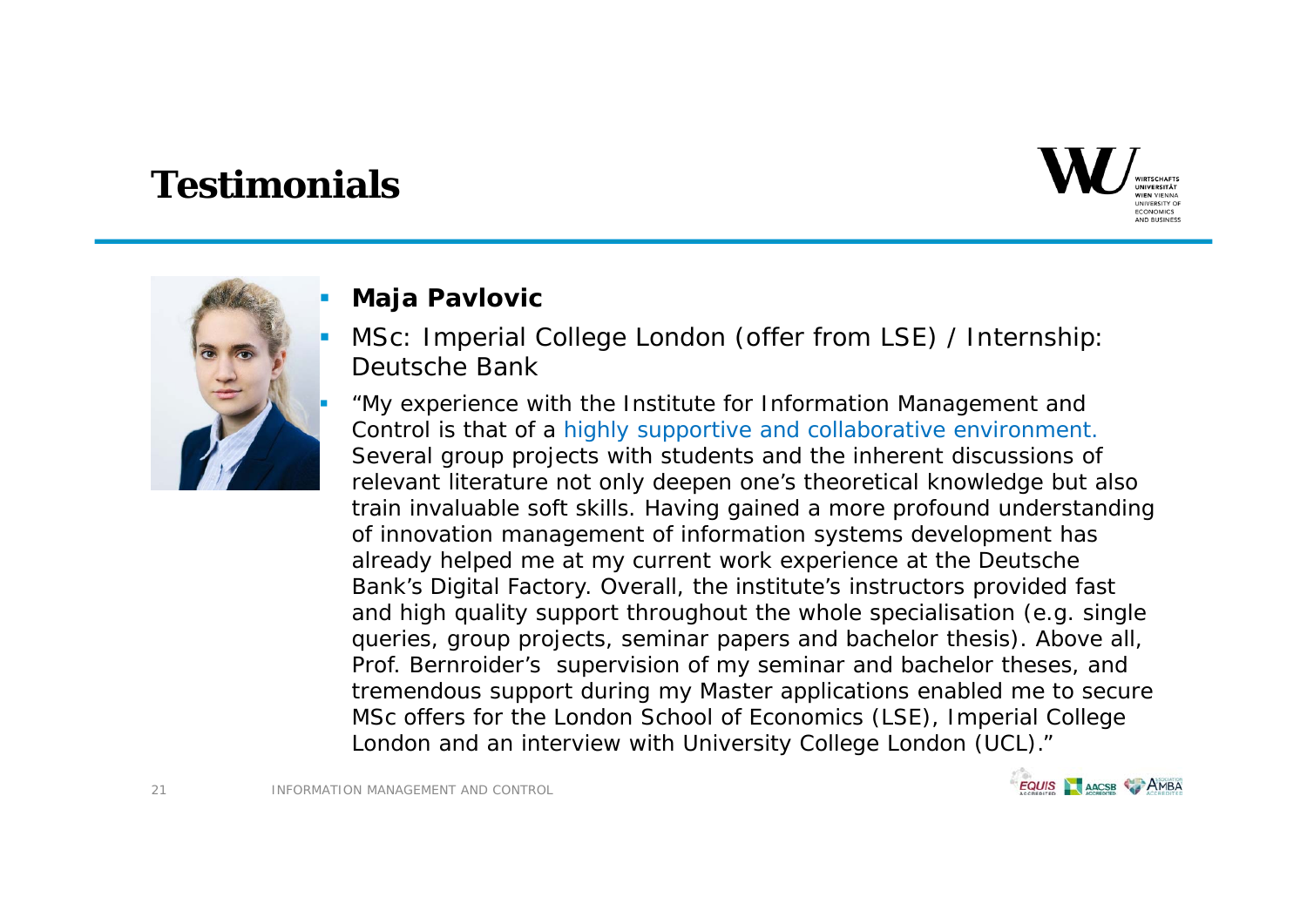# Testimonials

- **Maja Pavlovic**
- MSc: Imperial College London (offer from LSE) / Internship: Deutsche Bank
- "My experience with the Institute for Information Management and Control is that of a highly supportive and collaborative environment. Several group projects with students and the inherent discussions of relevant literature not only deepen one's theoretical knowledge but also train invaluable soft skills. Having gained a more profound understanding of innovation management of information systems development has already helped me at my current work experience at the Deutsche Bank's Digital Factory. Overall, the institute's instructors provided fast and high quality support throughout the whole specialisation (e.g. single queries, group projects, seminar papers and bachelor thesis). Above all, Prof. Bernroider's supervision of my seminar and bachelor theses, and tremendous support during my Master applications enabled me to secure MSc offers for the London School of Economics (LSE), Imperial College London and an interview with University College London (UCL)."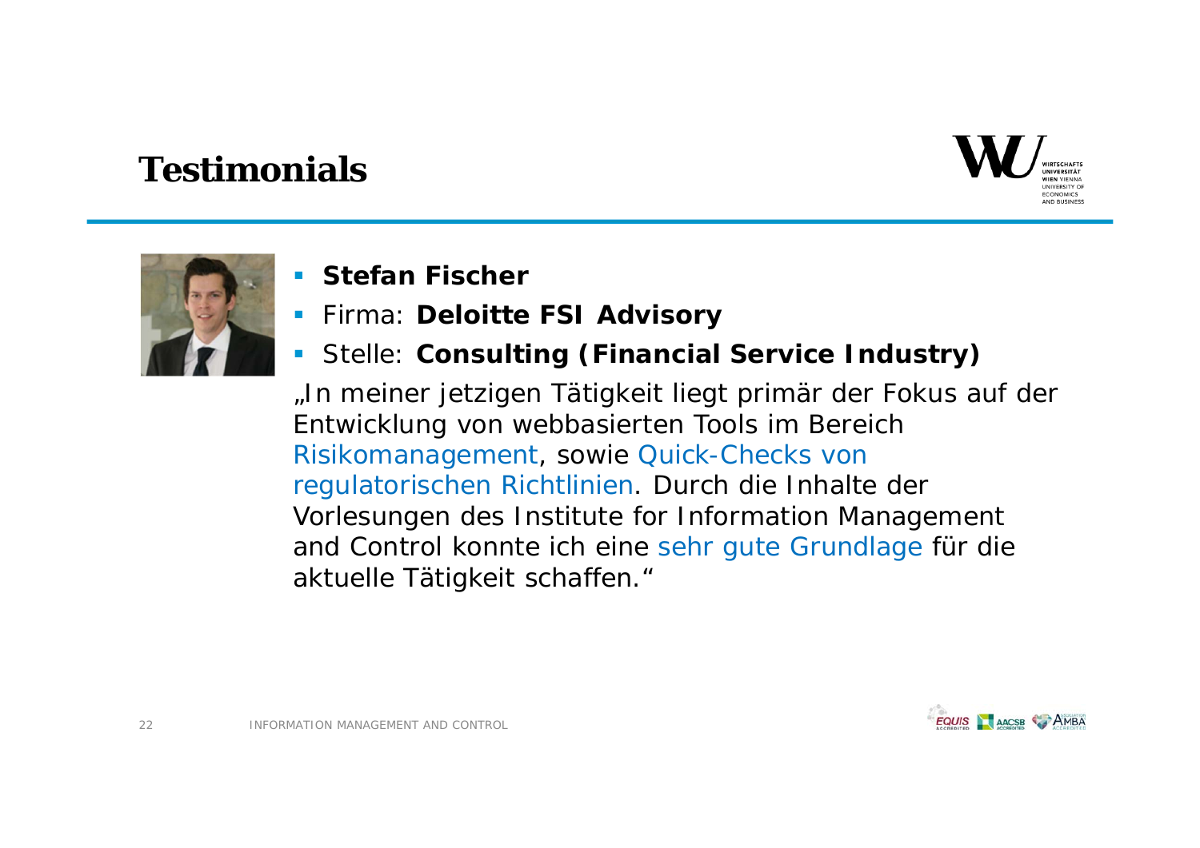# Testimonials

- **Stefan Fischer**
- Firma: **Deloitte FSI Advisory**
- Stelle: **Consulting (Financial Service Industry)**

„In meiner jetzigen Tätigkeit liegt primär der Fokus auf der Entwicklung von webbasierten Tools im Bereich Risikomanagement, sowie Quick-Checks von regulatorischen Richtlinien. Durch die Inhalte der Vorlesungen des Institute for Information Management and Control konnte ich eine sehr gute Grundlage für die aktuelle Tätigkeit schaffen."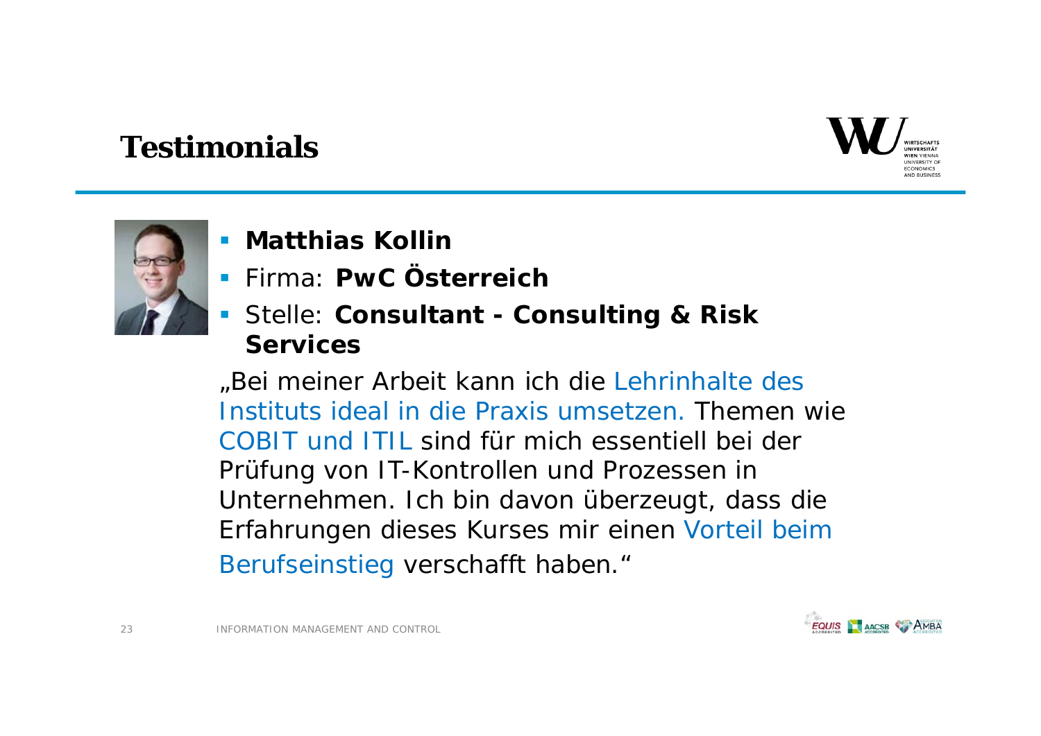# Testimonials

- **Matthias Kollin**
- Firma: **PwC Österreich**
- Stelle: **Consultant - Consulting & Risk Services**

„Bei meiner Arbeit kann ich die Lehrinhalte des Instituts ideal in die Praxis umsetzen. Themen wie COBIT und ITIL sind für mich essentiell bei der Prüfung von IT-Kontrollen und Prozessen in Unternehmen. Ich bin davon überzeugt, dass die Erfahrungen dieses Kurses mir einen Vorteil beim Berufseinstieg verschafft haben."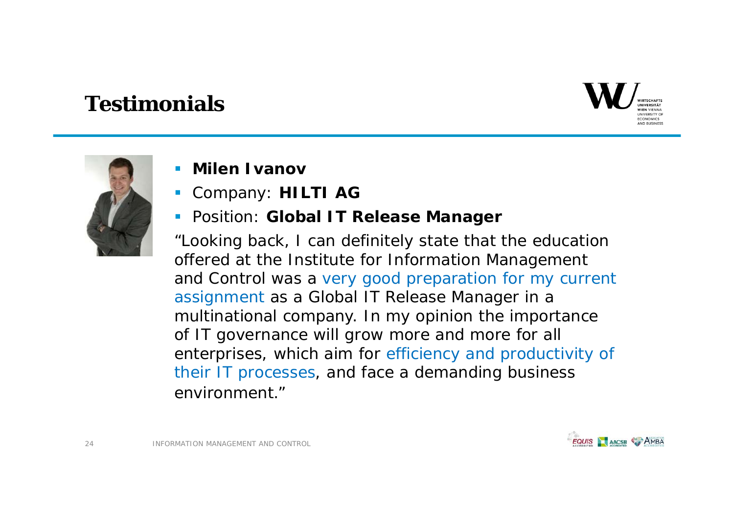# Testimonials

- **Milen Ivanov**
- Company: **HILTI AG**
- Position: **Global IT Release Manager**

"Looking back, I can definitely state that the education offered at the Institute for Information Management and Control was a very good preparation for my current assignment as a Global IT Release Manager in a multinational company. In my opinion the importance of IT governance will grow more and more for all enterprises, which aim for efficiency and productivity of their IT processes, and face a demanding business environment."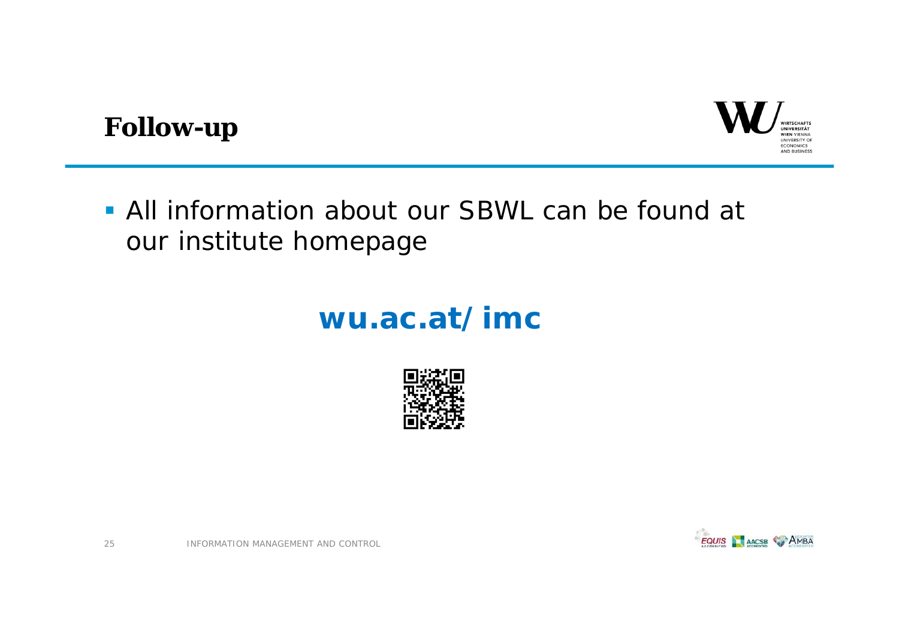# Follow-up

- All information about our SBWL can be found at our institute homepage

**wu.ac.at/imc**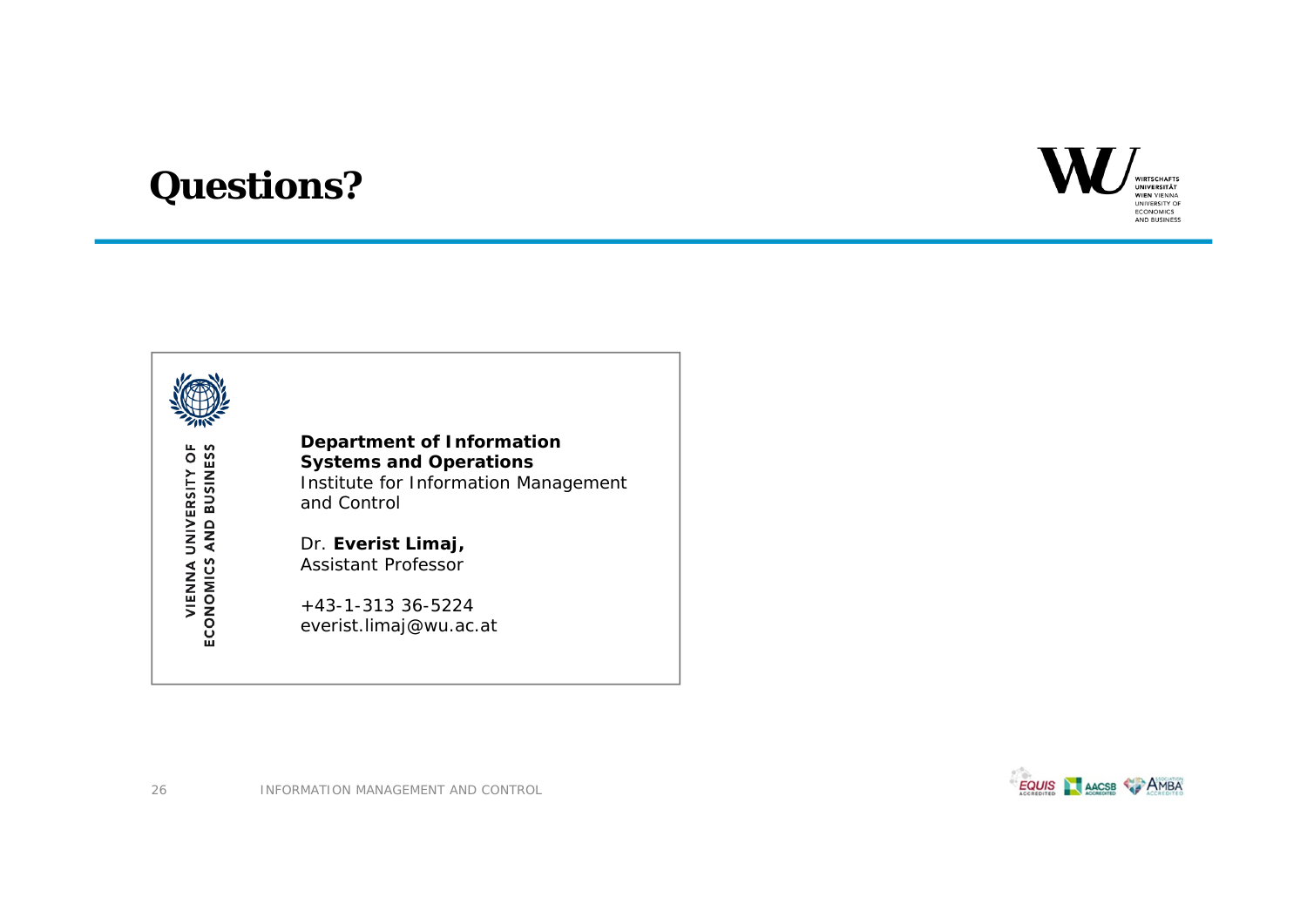# Questions?

VIENNA UNIVERSITY OF ECONOMICS AND BUSINESS

**Department of Information Systems and Operations**
Institute for Information Management and Control

Dr. **Everist Limaj,**
Assistant Professor

+43-1-313 36-5224
everist.limaj@wu.ac.at